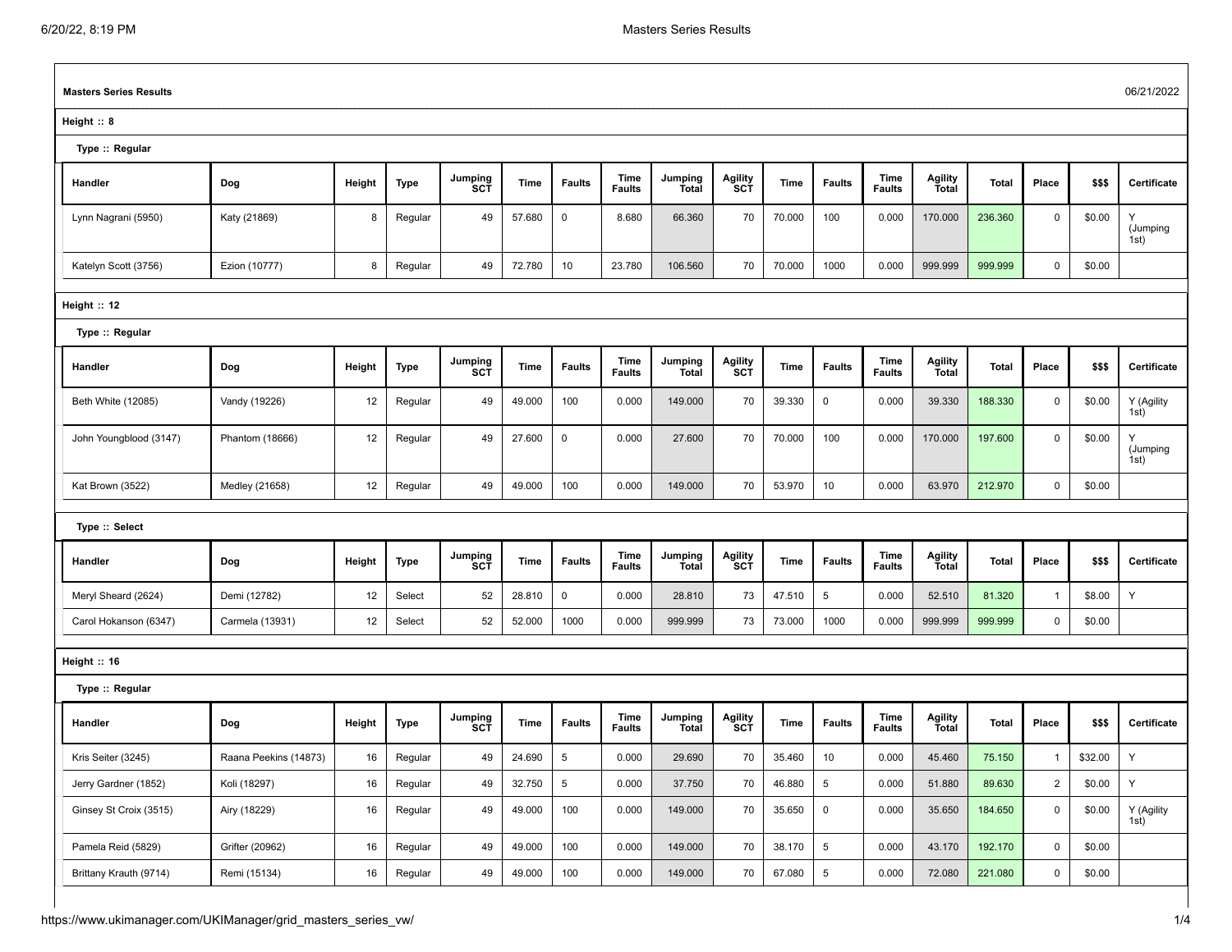**Masters Series Results** 06/21/2022

## Height :: 8

### Type :: Regular

| Handler | Dog | Height | Type | Jumping SCT | Time | Faults | Time Faults | Jumping Total | Agility SCT | Time | Faults | Time Faults | Agility Total | Total | Place | $$$ | Certificate |
|---|---|---|---|---|---|---|---|---|---|---|---|---|---|---|---|---|---|
| Lynn Nagrani (5950) | Katy (21869) | 8 | Regular | 49 | 57.680 | 0 | 8.680 | 66.360 | 70 | 70.000 | 100 | 0.000 | 170.000 | 236.360 | 0 | $0.00 | Y (Jumping 1st) |
| Katelyn Scott (3756) | Ezion (10777) | 8 | Regular | 49 | 72.780 | 10 | 23.780 | 106.560 | 70 | 70.000 | 1000 | 0.000 | 999.999 | 999.999 | 0 | $0.00 | |

## Height :: 12

### Type :: Regular

| Handler | Dog | Height | Type | Jumping SCT | Time | Faults | Time Faults | Jumping Total | Agility SCT | Time | Faults | Time Faults | Agility Total | Total | Place | $$$ | Certificate |
|---|---|---|---|---|---|---|---|---|---|---|---|---|---|---|---|---|---|
| Beth White (12085) | Vandy (19226) | 12 | Regular | 49 | 49.000 | 100 | 0.000 | 149.000 | 70 | 39.330 | 0 | 0.000 | 39.330 | 188.330 | 0 | $0.00 | Y (Agility 1st) |
| John Youngblood (3147) | Phantom (18666) | 12 | Regular | 49 | 27.600 | 0 | 0.000 | 27.600 | 70 | 70.000 | 100 | 0.000 | 170.000 | 197.600 | 0 | $0.00 | Y (Jumping 1st) |
| Kat Brown (3522) | Medley (21658) | 12 | Regular | 49 | 49.000 | 100 | 0.000 | 149.000 | 70 | 53.970 | 10 | 0.000 | 63.970 | 212.970 | 0 | $0.00 | |

### Type :: Select

| Handler | Dog | Height | Type | Jumping SCT | Time | Faults | Time Faults | Jumping Total | Agility SCT | Time | Faults | Time Faults | Agility Total | Total | Place | $$$ | Certificate |
|---|---|---|---|---|---|---|---|---|---|---|---|---|---|---|---|---|---|
| Meryl Sheard (2624) | Demi (12782) | 12 | Select | 52 | 28.810 | 0 | 0.000 | 28.810 | 73 | 47.510 | 5 | 0.000 | 52.510 | 81.320 | 1 | $8.00 | Y |
| Carol Hokanson (6347) | Carmela (13931) | 12 | Select | 52 | 52.000 | 1000 | 0.000 | 999.999 | 73 | 73.000 | 1000 | 0.000 | 999.999 | 999.999 | 0 | $0.00 | |

## Height :: 16

### Type :: Regular

| Handler | Dog | Height | Type | Jumping SCT | Time | Faults | Time Faults | Jumping Total | Agility SCT | Time | Faults | Time Faults | Agility Total | Total | Place | $$$ | Certificate |
|---|---|---|---|---|---|---|---|---|---|---|---|---|---|---|---|---|---|
| Kris Seiter (3245) | Raana Peekins (14873) | 16 | Regular | 49 | 24.690 | 5 | 0.000 | 29.690 | 70 | 35.460 | 10 | 0.000 | 45.460 | 75.150 | 1 | $32.00 | Y |
| Jerry Gardner (1852) | Koli (18297) | 16 | Regular | 49 | 32.750 | 5 | 0.000 | 37.750 | 70 | 46.880 | 5 | 0.000 | 51.880 | 89.630 | 2 | $0.00 | Y |
| Ginsey St Croix (3515) | Airy (18229) | 16 | Regular | 49 | 49.000 | 100 | 0.000 | 149.000 | 70 | 35.650 | 0 | 0.000 | 35.650 | 184.650 | 0 | $0.00 | Y (Agility 1st) |
| Pamela Reid (5829) | Grifter (20962) | 16 | Regular | 49 | 49.000 | 100 | 0.000 | 149.000 | 70 | 38.170 | 5 | 0.000 | 43.170 | 192.170 | 0 | $0.00 | |
| Brittany Krauth (9714) | Remi (15134) | 16 | Regular | 49 | 49.000 | 100 | 0.000 | 149.000 | 70 | 67.080 | 5 | 0.000 | 72.080 | 221.080 | 0 | $0.00 | |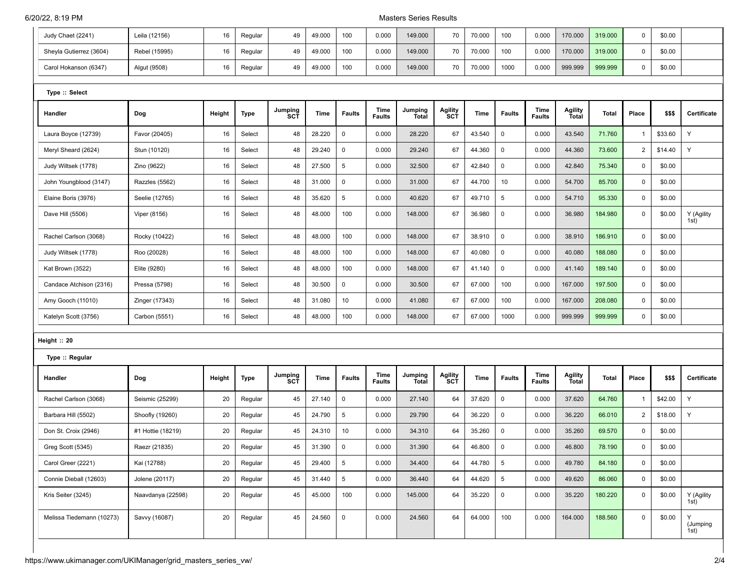| Handler | Dog | Height | Type | Jumping SCT | Time | Faults | Time Faults | Jumping Total | Agility SCT | Time | Faults | Time Faults | Agility Total | Total | Place | $$$ | Certificate |
|---|---|---|---|---|---|---|---|---|---|---|---|---|---|---|---|---|---|
| Judy Chaet (2241) | Leila (12156) | 16 | Regular | 49 | 49.000 | 100 | 0.000 | 149.000 | 70 | 70.000 | 100 | 0.000 | 170.000 | 319.000 | 0 | $0.00 | |
| Sheyla Gutierrez (3604) | Rebel (15995) | 16 | Regular | 49 | 49.000 | 100 | 0.000 | 149.000 | 70 | 70.000 | 100 | 0.000 | 170.000 | 319.000 | 0 | $0.00 | |
| Carol Hokanson (6347) | Algut (9508) | 16 | Regular | 49 | 49.000 | 100 | 0.000 | 149.000 | 70 | 70.000 | 1000 | 0.000 | 999.999 | 999.999 | 0 | $0.00 | |

**Type :: Select**

| Handler | Dog | Height | Type | Jumping SCT | Time | Faults | Time Faults | Jumping Total | Agility SCT | Time | Faults | Time Faults | Agility Total | Total | Place | $$$ | Certificate |
|---|---|---|---|---|---|---|---|---|---|---|---|---|---|---|---|---|---|
| Laura Boyce (12739) | Favor (20405) | 16 | Select | 48 | 28.220 | 0 | 0.000 | 28.220 | 67 | 43.540 | 0 | 0.000 | 43.540 | 71.760 | 1 | $33.60 | Y |
| Meryl Sheard (2624) | Stun (10120) | 16 | Select | 48 | 29.240 | 0 | 0.000 | 29.240 | 67 | 44.360 | 0 | 0.000 | 44.360 | 73.600 | 2 | $14.40 | Y |
| Judy Wiltsek (1778) | Zino (9622) | 16 | Select | 48 | 27.500 | 5 | 0.000 | 32.500 | 67 | 42.840 | 0 | 0.000 | 42.840 | 75.340 | 0 | $0.00 | |
| John Youngblood (3147) | Razzles (5562) | 16 | Select | 48 | 31.000 | 0 | 0.000 | 31.000 | 67 | 44.700 | 10 | 0.000 | 54.700 | 85.700 | 0 | $0.00 | |
| Elaine Boris (3976) | Seelie (12765) | 16 | Select | 48 | 35.620 | 5 | 0.000 | 40.620 | 67 | 49.710 | 5 | 0.000 | 54.710 | 95.330 | 0 | $0.00 | |
| Dave Hill (5506) | Viper (8156) | 16 | Select | 48 | 48.000 | 100 | 0.000 | 148.000 | 67 | 36.980 | 0 | 0.000 | 36.980 | 184.980 | 0 | $0.00 | Y (Agility 1st) |
| Rachel Carlson (3068) | Rocky (10422) | 16 | Select | 48 | 48.000 | 100 | 0.000 | 148.000 | 67 | 38.910 | 0 | 0.000 | 38.910 | 186.910 | 0 | $0.00 | |
| Judy Wiltsek (1778) | Roo (20028) | 16 | Select | 48 | 48.000 | 100 | 0.000 | 148.000 | 67 | 40.080 | 0 | 0.000 | 40.080 | 188.080 | 0 | $0.00 | |
| Kat Brown (3522) | Elite (9280) | 16 | Select | 48 | 48.000 | 100 | 0.000 | 148.000 | 67 | 41.140 | 0 | 0.000 | 41.140 | 189.140 | 0 | $0.00 | |
| Candace Atchison (2316) | Pressa (5798) | 16 | Select | 48 | 30.500 | 0 | 0.000 | 30.500 | 67 | 67.000 | 100 | 0.000 | 167.000 | 197.500 | 0 | $0.00 | |
| Amy Gooch (11010) | Zinger (17343) | 16 | Select | 48 | 31.080 | 10 | 0.000 | 41.080 | 67 | 67.000 | 100 | 0.000 | 167.000 | 208.080 | 0 | $0.00 | |
| Katelyn Scott (3756) | Carbon (5551) | 16 | Select | 48 | 48.000 | 100 | 0.000 | 148.000 | 67 | 67.000 | 1000 | 0.000 | 999.999 | 999.999 | 0 | $0.00 | |

**Height :: 20**

**Type :: Regular**

| Handler | Dog | Height | Type | Jumping SCT | Time | Faults | Time Faults | Jumping Total | Agility SCT | Time | Faults | Time Faults | Agility Total | Total | Place | $$$ | Certificate |
|---|---|---|---|---|---|---|---|---|---|---|---|---|---|---|---|---|---|
| Rachel Carlson (3068) | Seismic (25299) | 20 | Regular | 45 | 27.140 | 0 | 0.000 | 27.140 | 64 | 37.620 | 0 | 0.000 | 37.620 | 64.760 | 1 | $42.00 | Y |
| Barbara Hill (5502) | Shoofly (19260) | 20 | Regular | 45 | 24.790 | 5 | 0.000 | 29.790 | 64 | 36.220 | 0 | 0.000 | 36.220 | 66.010 | 2 | $18.00 | Y |
| Don St. Croix (2946) | #1 Hottie (18219) | 20 | Regular | 45 | 24.310 | 10 | 0.000 | 34.310 | 64 | 35.260 | 0 | 0.000 | 35.260 | 69.570 | 0 | $0.00 | |
| Greg Scott (5345) | Raezr (21835) | 20 | Regular | 45 | 31.390 | 0 | 0.000 | 31.390 | 64 | 46.800 | 0 | 0.000 | 46.800 | 78.190 | 0 | $0.00 | |
| Carol Greer (2221) | Kai (12788) | 20 | Regular | 45 | 29.400 | 5 | 0.000 | 34.400 | 64 | 44.780 | 5 | 0.000 | 49.780 | 84.180 | 0 | $0.00 | |
| Connie Dieball (12603) | Jolene (20117) | 20 | Regular | 45 | 31.440 | 5 | 0.000 | 36.440 | 64 | 44.620 | 5 | 0.000 | 49.620 | 86.060 | 0 | $0.00 | |
| Kris Seiter (3245) | Naavdanya (22598) | 20 | Regular | 45 | 45.000 | 100 | 0.000 | 145.000 | 64 | 35.220 | 0 | 0.000 | 35.220 | 180.220 | 0 | $0.00 | Y (Agility 1st) |
| Melissa Tiedemann (10273) | Savvy (16087) | 20 | Regular | 45 | 24.560 | 0 | 0.000 | 24.560 | 64 | 64.000 | 100 | 0.000 | 164.000 | 188.560 | 0 | $0.00 | Y (Jumping 1st) |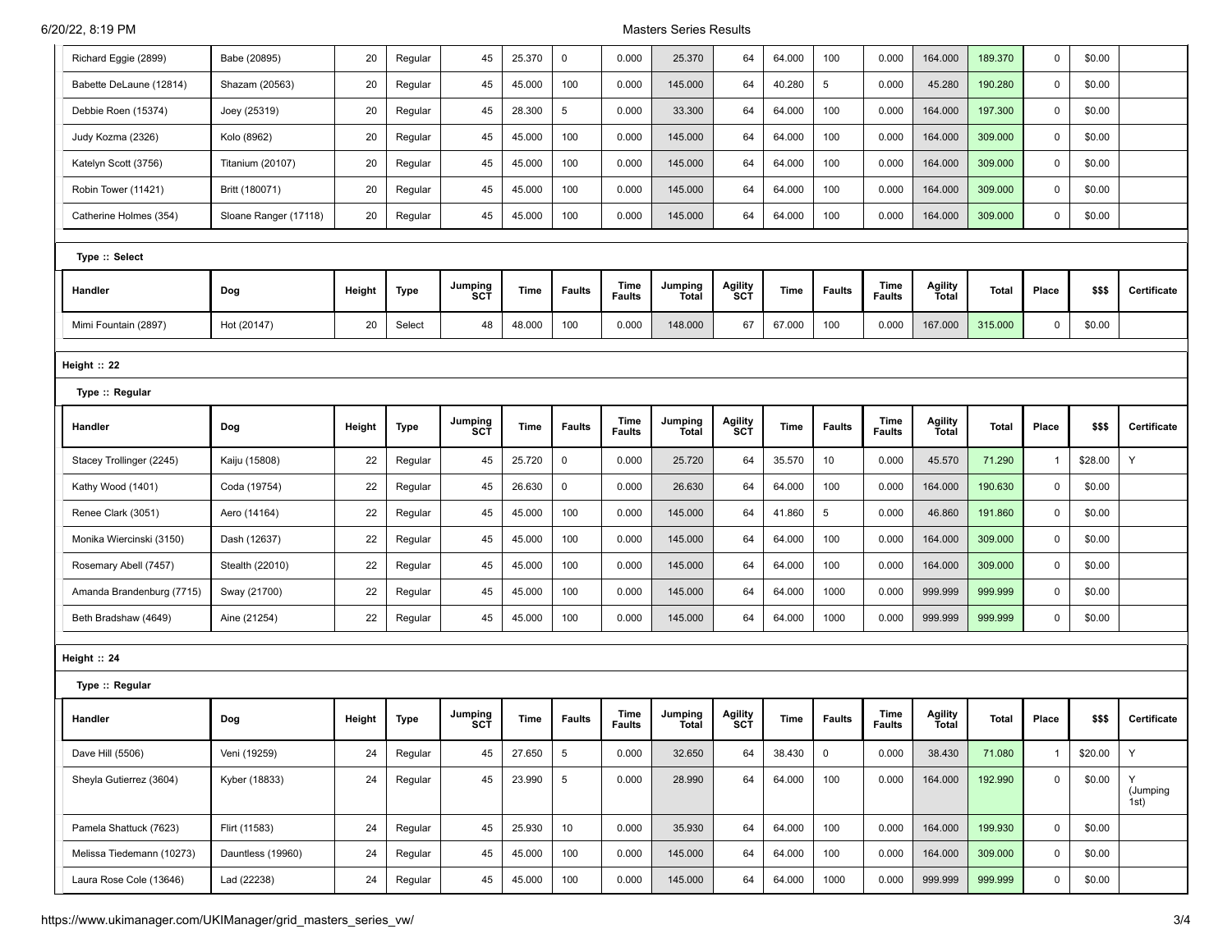| Handler | Dog | Height | Type | Jumping SCT | Time | Faults | Time Faults | Jumping Total | Agility SCT | Time | Faults | Time Faults | Agility Total | Total | Place | $$$ | Certificate |
|---|---|---|---|---|---|---|---|---|---|---|---|---|---|---|---|---|---|
| Richard Eggie (2899) | Babe (20895) | 20 | Regular | 45 | 25.370 | 0 | 0.000 | 25.370 | 64 | 64.000 | 100 | 0.000 | 164.000 | 189.370 | 0 | $0.00 | |
| Babette DeLaune (12814) | Shazam (20563) | 20 | Regular | 45 | 45.000 | 100 | 0.000 | 145.000 | 64 | 40.280 | 5 | 0.000 | 45.280 | 190.280 | 0 | $0.00 | |
| Debbie Roen (15374) | Joey (25319) | 20 | Regular | 45 | 28.300 | 5 | 0.000 | 33.300 | 64 | 64.000 | 100 | 0.000 | 164.000 | 197.300 | 0 | $0.00 | |
| Judy Kozma (2326) | Kolo (8962) | 20 | Regular | 45 | 45.000 | 100 | 0.000 | 145.000 | 64 | 64.000 | 100 | 0.000 | 164.000 | 309.000 | 0 | $0.00 | |
| Katelyn Scott (3756) | Titanium (20107) | 20 | Regular | 45 | 45.000 | 100 | 0.000 | 145.000 | 64 | 64.000 | 100 | 0.000 | 164.000 | 309.000 | 0 | $0.00 | |
| Robin Tower (11421) | Britt (180071) | 20 | Regular | 45 | 45.000 | 100 | 0.000 | 145.000 | 64 | 64.000 | 100 | 0.000 | 164.000 | 309.000 | 0 | $0.00 | |
| Catherine Holmes (354) | Sloane Ranger (17118) | 20 | Regular | 45 | 45.000 | 100 | 0.000 | 145.000 | 64 | 64.000 | 100 | 0.000 | 164.000 | 309.000 | 0 | $0.00 | |

**Type :: Select**

| Handler | Dog | Height | Type | Jumping SCT | Time | Faults | Time Faults | Jumping Total | Agility SCT | Time | Faults | Time Faults | Agility Total | Total | Place | $$$ | Certificate |
|---|---|---|---|---|---|---|---|---|---|---|---|---|---|---|---|---|---|
| Mimi Fountain (2897) | Hot (20147) | 20 | Select | 48 | 48.000 | 100 | 0.000 | 148.000 | 67 | 67.000 | 100 | 0.000 | 167.000 | 315.000 | 0 | $0.00 | |

**Height :: 22**

**Type :: Regular**

| Handler | Dog | Height | Type | Jumping SCT | Time | Faults | Time Faults | Jumping Total | Agility SCT | Time | Faults | Time Faults | Agility Total | Total | Place | $$$ | Certificate |
|---|---|---|---|---|---|---|---|---|---|---|---|---|---|---|---|---|---|
| Stacey Trollinger (2245) | Kaiju (15808) | 22 | Regular | 45 | 25.720 | 0 | 0.000 | 25.720 | 64 | 35.570 | 10 | 0.000 | 45.570 | 71.290 | 1 | $28.00 | Y |
| Kathy Wood (1401) | Coda (19754) | 22 | Regular | 45 | 26.630 | 0 | 0.000 | 26.630 | 64 | 64.000 | 100 | 0.000 | 164.000 | 190.630 | 0 | $0.00 | |
| Renee Clark (3051) | Aero (14164) | 22 | Regular | 45 | 45.000 | 100 | 0.000 | 145.000 | 64 | 41.860 | 5 | 0.000 | 46.860 | 191.860 | 0 | $0.00 | |
| Monika Wiercinski (3150) | Dash (12637) | 22 | Regular | 45 | 45.000 | 100 | 0.000 | 145.000 | 64 | 64.000 | 100 | 0.000 | 164.000 | 309.000 | 0 | $0.00 | |
| Rosemary Abell (7457) | Stealth (22010) | 22 | Regular | 45 | 45.000 | 100 | 0.000 | 145.000 | 64 | 64.000 | 100 | 0.000 | 164.000 | 309.000 | 0 | $0.00 | |
| Amanda Brandenburg (7715) | Sway (21700) | 22 | Regular | 45 | 45.000 | 100 | 0.000 | 145.000 | 64 | 64.000 | 1000 | 0.000 | 999.999 | 999.999 | 0 | $0.00 | |
| Beth Bradshaw (4649) | Aine (21254) | 22 | Regular | 45 | 45.000 | 100 | 0.000 | 145.000 | 64 | 64.000 | 1000 | 0.000 | 999.999 | 999.999 | 0 | $0.00 | |

**Height :: 24**

**Type :: Regular**

| Handler | Dog | Height | Type | Jumping SCT | Time | Faults | Time Faults | Jumping Total | Agility SCT | Time | Faults | Time Faults | Agility Total | Total | Place | $$$ | Certificate |
|---|---|---|---|---|---|---|---|---|---|---|---|---|---|---|---|---|---|
| Dave Hill (5506) | Veni (19259) | 24 | Regular | 45 | 27.650 | 5 | 0.000 | 32.650 | 64 | 38.430 | 0 | 0.000 | 38.430 | 71.080 | 1 | $20.00 | Y |
| Sheyla Gutierrez (3604) | Kyber (18833) | 24 | Regular | 45 | 23.990 | 5 | 0.000 | 28.990 | 64 | 64.000 | 100 | 0.000 | 164.000 | 192.990 | 0 | $0.00 | Y (Jumping 1st) |
| Pamela Shattuck (7623) | Flirt (11583) | 24 | Regular | 45 | 25.930 | 10 | 0.000 | 35.930 | 64 | 64.000 | 100 | 0.000 | 164.000 | 199.930 | 0 | $0.00 | |
| Melissa Tiedemann (10273) | Dauntless (19960) | 24 | Regular | 45 | 45.000 | 100 | 0.000 | 145.000 | 64 | 64.000 | 100 | 0.000 | 164.000 | 309.000 | 0 | $0.00 | |
| Laura Rose Cole (13646) | Lad (22238) | 24 | Regular | 45 | 45.000 | 100 | 0.000 | 145.000 | 64 | 64.000 | 1000 | 0.000 | 999.999 | 999.999 | 0 | $0.00 | |